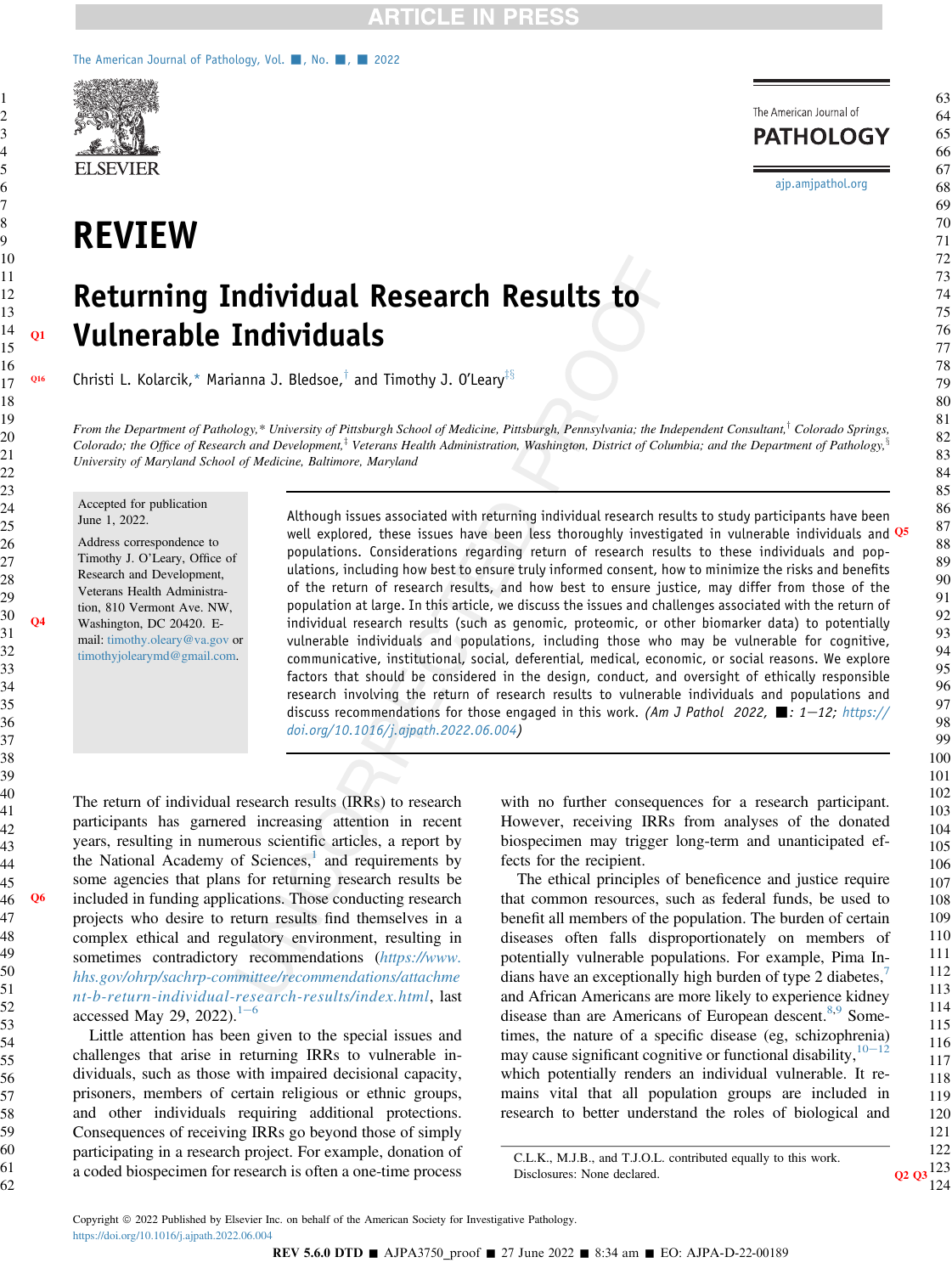REVIEW

# Returning Individual Research Results to Vulnerable Individuals

Christi L. Kolarcik,[*] Marianna J. Bledsoe,[†] and Timothy J. O'Leary[‡§]

*From the Department of Pathology,[*] University of Pittsburgh School of Medicine, Pittsburgh, Pennsylvania; the Independent Consultant,[†] Colorado Springs, Colorado; the Office of Research and Development,[‡] Veterans Health Administration, Washington, District of Columbia; and the Department of Pathology,[§] University of Maryland School of Medicine, Baltimore, Maryland*

Accepted for publication June 1, 2022.

Address correspondence to Timothy J. O'Leary, Office of Research and Development, Veterans Health Administration, 810 Vermont Ave. NW, Washington, DC 20420. E-mail: timothy.oleary@va.gov or timothyjolearymd@gmail.com.

Although issues associated with returning individual research results to study participants have been well explored, these issues have been less thoroughly investigated in vulnerable individuals and populations. Considerations regarding return of research results to these individuals and populations, including how best to ensure truly informed consent, how to minimize the risks and benefits of the return of research results, and how best to ensure justice, may differ from those of the population at large. In this article, we discuss the issues and challenges associated with the return of individual research results (such as genomic, proteomic, or other biomarker data) to potentially vulnerable individuals and populations, including those who may be vulnerable for cognitive, communicative, institutional, social, deferential, medical, economic, or social reasons. We explore factors that should be considered in the design, conduct, and oversight of ethically responsible research involving the return of research results to vulnerable individuals and populations and discuss recommendations for those engaged in this work. *(Am J Pathol 2022, ■: 1–12; https://doi.org/10.1016/j.ajpath.2022.06.004)*

The return of individual research results (IRRs) to research participants has garnered increasing attention in recent years, resulting in numerous scientific articles, a report by the National Academy of Sciences,[1] and requirements by some agencies that plans for returning research results be included in funding applications. Those conducting research projects who desire to return results find themselves in a complex ethical and regulatory environment, resulting in sometimes contradictory recommendations (*https://www.hhs.gov/ohrp/sachrp-committee/recommendations/attachment-b-return-individual-research-results/index.html*, last accessed May 29, 2022).[1–6]

Little attention has been given to the special issues and challenges that arise in returning IRRs to vulnerable individuals, such as those with impaired decisional capacity, prisoners, members of certain religious or ethnic groups, and other individuals requiring additional protections. Consequences of receiving IRRs go beyond those of simply participating in a research project. For example, donation of a coded biospecimen for research is often a one-time process with no further consequences for a research participant. However, receiving IRRs from analyses of the donated biospecimen may trigger long-term and unanticipated effects for the recipient.

The ethical principles of beneficence and justice require that common resources, such as federal funds, be used to benefit all members of the population. The burden of certain diseases often falls disproportionately on members of potentially vulnerable populations. For example, Pima Indians have an exceptionally high burden of type 2 diabetes,[7] and African Americans are more likely to experience kidney disease than are Americans of European descent.[8,9] Sometimes, the nature of a specific disease (eg, schizophrenia) may cause significant cognitive or functional disability,[10–12] which potentially renders an individual vulnerable. It remains vital that all population groups are included in research to better understand the roles of biological and

C.L.K., M.J.B., and T.J.O.L. contributed equally to this work.
Disclosures: None declared.

Copyright © 2022 Published by Elsevier Inc. on behalf of the American Society for Investigative Pathology.
https://doi.org/10.1016/j.ajpath.2022.06.004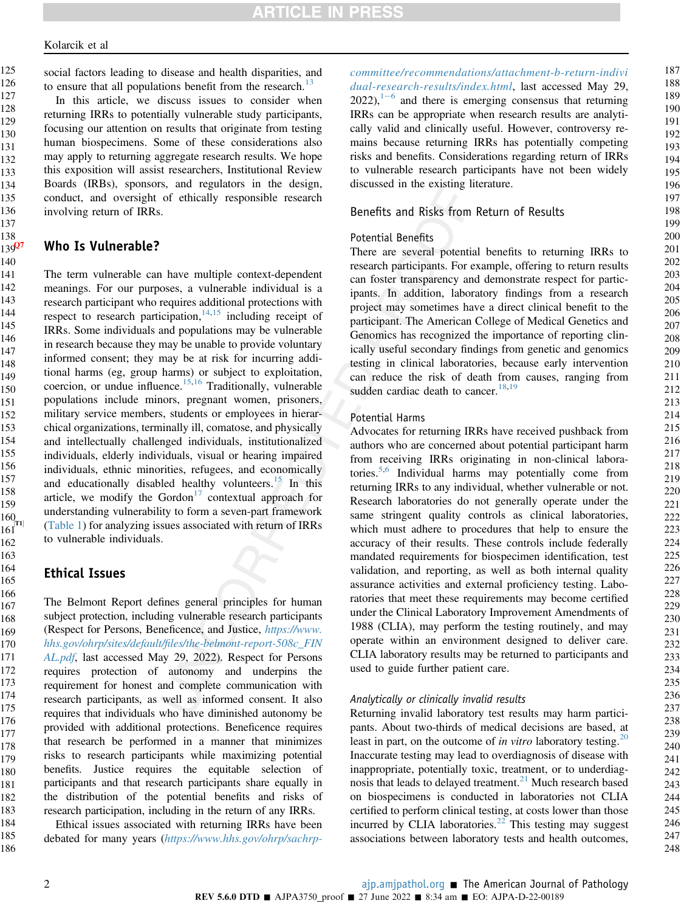social factors leading to disease and health disparities, and to ensure that all populations benefit from the research.[13]

In this article, we discuss issues to consider when returning IRRs to potentially vulnerable study participants, focusing our attention on results that originate from testing human biospecimens. Some of these considerations also may apply to returning aggregate research results. We hope this exposition will assist researchers, Institutional Review Boards (IRBs), sponsors, and regulators in the design, conduct, and oversight of ethically responsible research involving return of IRRs.

## Who Is Vulnerable?

The term vulnerable can have multiple context-dependent meanings. For our purposes, a vulnerable individual is a research participant who requires additional protections with respect to research participation,[14,15] including receipt of IRRs. Some individuals and populations may be vulnerable in research because they may be unable to provide voluntary informed consent; they may be at risk for incurring additional harms (eg, group harms) or subject to exploitation, coercion, or undue influence.[15,16] Traditionally, vulnerable populations include minors, pregnant women, prisoners, military service members, students or employees in hierarchical organizations, terminally ill, comatose, and physically and intellectually challenged individuals, institutionalized individuals, elderly individuals, visual or hearing impaired individuals, ethnic minorities, refugees, and economically and educationally disabled healthy volunteers.[15] In this article, we modify the Gordon[17] contextual approach for understanding vulnerability to form a seven-part framework (Table 1) for analyzing issues associated with return of IRRs to vulnerable individuals.

## Ethical Issues

The Belmont Report defines general principles for human subject protection, including vulnerable research participants (Respect for Persons, Beneficence, and Justice, *https://www.hhs.gov/ohrp/sites/default/files/the-belmont-report-508c_FINAL.pdf*, last accessed May 29, 2022). Respect for Persons requires protection of autonomy and underpins the requirement for honest and complete communication with research participants, as well as informed consent. It also requires that individuals who have diminished autonomy be provided with additional protections. Beneficence requires that research be performed in a manner that minimizes risks to research participants while maximizing potential benefits. Justice requires the equitable selection of participants and that research participants share equally in the distribution of the potential benefits and risks of research participation, including in the return of any IRRs.

Ethical issues associated with returning IRRs have been debated for many years (*https://www.hhs.gov/ohrp/sachrp-committee/recommendations/attachment-b-return-individual-research-results/index.html*, last accessed May 29, 2022),[1–6] and there is emerging consensus that returning IRRs can be appropriate when research results are analytically valid and clinically useful. However, controversy remains because returning IRRs has potentially competing risks and benefits. Considerations regarding return of IRRs to vulnerable research participants have not been widely discussed in the existing literature.

## Benefits and Risks from Return of Results

### Potential Benefits

There are several potential benefits to returning IRRs to research participants. For example, offering to return results can foster transparency and demonstrate respect for participants. In addition, laboratory findings from a research project may sometimes have a direct clinical benefit to the participant. The American College of Medical Genetics and Genomics has recognized the importance of reporting clinically useful secondary findings from genetic and genomics testing in clinical laboratories, because early intervention can reduce the risk of death from causes, ranging from sudden cardiac death to cancer.[18,19]

### Potential Harms

Advocates for returning IRRs have received pushback from authors who are concerned about potential participant harm from receiving IRRs originating in non-clinical laboratories.[5,6] Individual harms may potentially come from returning IRRs to any individual, whether vulnerable or not. Research laboratories do not generally operate under the same stringent quality controls as clinical laboratories, which must adhere to procedures that help to ensure the accuracy of their results. These controls include federally mandated requirements for biospecimen identification, test validation, and reporting, as well as both internal quality assurance activities and external proficiency testing. Laboratories that meet these requirements may become certified under the Clinical Laboratory Improvement Amendments of 1988 (CLIA), may perform the testing routinely, and may operate within an environment designed to deliver care. CLIA laboratory results may be returned to participants and used to guide further patient care.

#### *Analytically or clinically invalid results*

Returning invalid laboratory test results may harm participants. About two-thirds of medical decisions are based, at least in part, on the outcome of *in vitro* laboratory testing.[20] Inaccurate testing may lead to overdiagnosis of disease with inappropriate, potentially toxic, treatment, or to underdiagnosis that leads to delayed treatment.[21] Much research based on biospecimens is conducted in laboratories not CLIA certified to perform clinical testing, at costs lower than those incurred by CLIA laboratories.[22] This testing may suggest associations between laboratory tests and health outcomes,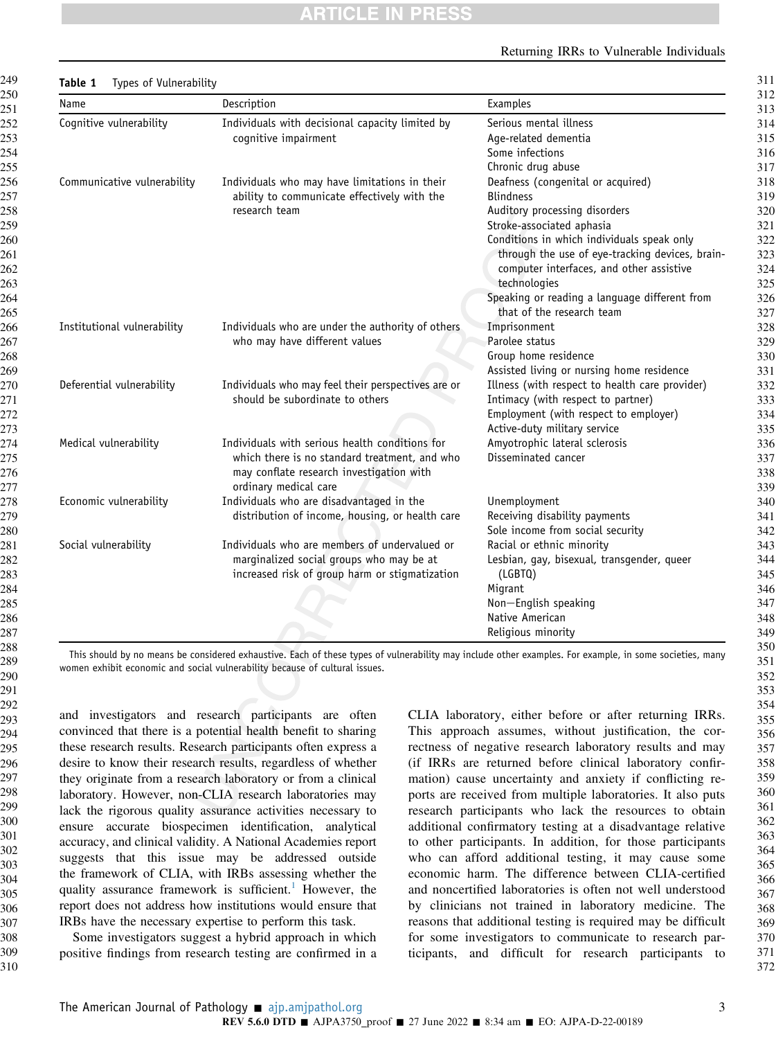**Table 1** Types of Vulnerability

| Name | Description | Examples |
|---|---|---|
| Cognitive vulnerability | Individuals with decisional capacity limited by cognitive impairment | Serious mental illness<br>Age-related dementia<br>Some infections<br>Chronic drug abuse |
| Communicative vulnerability | Individuals who may have limitations in their ability to communicate effectively with the research team | Deafness (congenital or acquired)<br>Blindness<br>Auditory processing disorders<br>Stroke-associated aphasia<br>Conditions in which individuals speak only through the use of eye-tracking devices, brain-computer interfaces, and other assistive technologies<br>Speaking or reading a language different from that of the research team |
| Institutional vulnerability | Individuals who are under the authority of others who may have different values | Imprisonment<br>Parolee status<br>Group home residence<br>Assisted living or nursing home residence |
| Deferential vulnerability | Individuals who may feel their perspectives are or should be subordinate to others | Illness (with respect to health care provider)<br>Intimacy (with respect to partner)<br>Employment (with respect to employer)<br>Active-duty military service |
| Medical vulnerability | Individuals with serious health conditions for which there is no standard treatment, and who may conflate research investigation with ordinary medical care | Amyotrophic lateral sclerosis<br>Disseminated cancer |
| Economic vulnerability | Individuals who are disadvantaged in the distribution of income, housing, or health care | Unemployment<br>Receiving disability payments<br>Sole income from social security |
| Social vulnerability | Individuals who are members of undervalued or marginalized social groups who may be at increased risk of group harm or stigmatization | Racial or ethnic minority<br>Lesbian, gay, bisexual, transgender, queer (LGBTQ)<br>Migrant<br>Non–English speaking<br>Native American<br>Religious minority |

This should by no means be considered exhaustive. Each of these types of vulnerability may include other examples. For example, in some societies, many women exhibit economic and social vulnerability because of cultural issues.

and investigators and research participants are often convinced that there is a potential health benefit to sharing these research results. Research participants often express a desire to know their research results, regardless of whether they originate from a research laboratory or from a clinical laboratory. However, non-CLIA research laboratories may lack the rigorous quality assurance activities necessary to ensure accurate biospecimen identification, analytical accuracy, and clinical validity. A National Academies report suggests that this issue may be addressed outside the framework of CLIA, with IRBs assessing whether the quality assurance framework is sufficient.[1] However, the report does not address how institutions would ensure that IRBs have the necessary expertise to perform this task.

Some investigators suggest a hybrid approach in which positive findings from research testing are confirmed in a CLIA laboratory, either before or after returning IRRs. This approach assumes, without justification, the correctness of negative research laboratory results and may (if IRRs are returned before clinical laboratory confirmation) cause uncertainty and anxiety if conflicting reports are received from multiple laboratories. It also puts research participants who lack the resources to obtain additional confirmatory testing at a disadvantage relative to other participants. In addition, for those participants who can afford additional testing, it may cause some economic harm. The difference between CLIA-certified and noncertified laboratories is often not well understood by clinicians not trained in laboratory medicine. The reasons that additional testing is required may be difficult for some investigators to communicate to research participants, and difficult for research participants to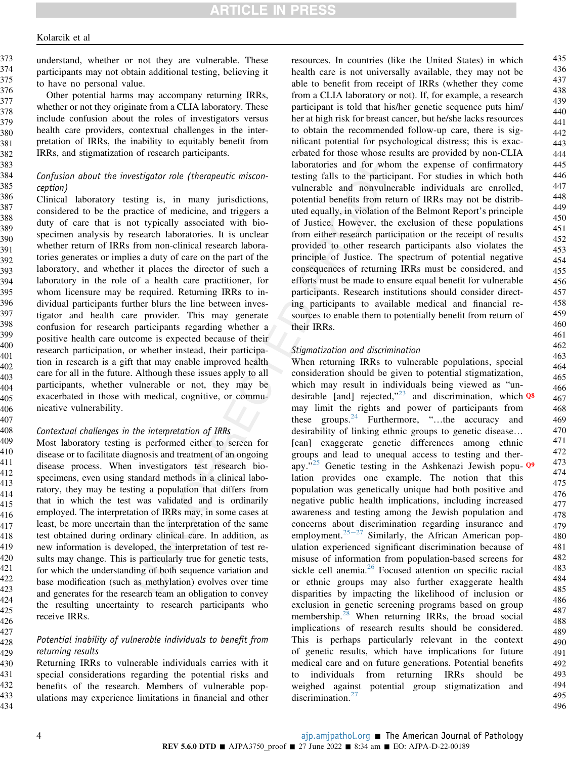understand, whether or not they are vulnerable. These participants may not obtain additional testing, believing it to have no personal value.

Other potential harms may accompany returning IRRs, whether or not they originate from a CLIA laboratory. These include confusion about the roles of investigators versus health care providers, contextual challenges in the interpretation of IRRs, the inability to equitably benefit from IRRs, and stigmatization of research participants.

### *Confusion about the investigator role (therapeutic misconception)*

Clinical laboratory testing is, in many jurisdictions, considered to be the practice of medicine, and triggers a duty of care that is not typically associated with biospecimen analysis by research laboratories. It is unclear whether return of IRRs from non-clinical research laboratories generates or implies a duty of care on the part of the laboratory, and whether it places the director of such a laboratory in the role of a health care practitioner, for whom licensure may be required. Returning IRRs to individual participants further blurs the line between investigator and health care provider. This may generate confusion for research participants regarding whether a positive health care outcome is expected because of their research participation, or whether instead, their participation in research is a gift that may enable improved health care for all in the future. Although these issues apply to all participants, whether vulnerable or not, they may be exacerbated in those with medical, cognitive, or communicative vulnerability.

### *Contextual challenges in the interpretation of IRRs*

Most laboratory testing is performed either to screen for disease or to facilitate diagnosis and treatment of an ongoing disease process. When investigators test research biospecimens, even using standard methods in a clinical laboratory, they may be testing a population that differs from that in which the test was validated and is ordinarily employed. The interpretation of IRRs may, in some cases at least, be more uncertain than the interpretation of the same test obtained during ordinary clinical care. In addition, as new information is developed, the interpretation of test results may change. This is particularly true for genetic tests, for which the understanding of both sequence variation and base modification (such as methylation) evolves over time and generates for the research team an obligation to convey the resulting uncertainty to research participants who receive IRRs.

### *Potential inability of vulnerable individuals to benefit from returning results*

Returning IRRs to vulnerable individuals carries with it special considerations regarding the potential risks and benefits of the research. Members of vulnerable populations may experience limitations in financial and other resources. In countries (like the United States) in which health care is not universally available, they may not be able to benefit from receipt of IRRs (whether they come from a CLIA laboratory or not). If, for example, a research participant is told that his/her genetic sequence puts him/her at high risk for breast cancer, but he/she lacks resources to obtain the recommended follow-up care, there is significant potential for psychological distress; this is exacerbated for those whose results are provided by non-CLIA laboratories and for whom the expense of confirmatory testing falls to the participant. For studies in which both vulnerable and nonvulnerable individuals are enrolled, potential benefits from return of IRRs may not be distributed equally, in violation of the Belmont Report's principle of Justice. However, the exclusion of these populations from either research participation or the receipt of results provided to other research participants also violates the principle of Justice. The spectrum of potential negative consequences of returning IRRs must be considered, and efforts must be made to ensure equal benefit for vulnerable participants. Research institutions should consider directing participants to available medical and financial resources to enable them to potentially benefit from return of their IRRs.

### *Stigmatization and discrimination*

When returning IRRs to vulnerable populations, special consideration should be given to potential stigmatization, which may result in individuals being viewed as "undesirable [and] rejected,"[23] and discrimination, which may limit the rights and power of participants from these groups.[24] Furthermore, "…the accuracy and desirability of linking ethnic groups to genetic disease… [can] exaggerate genetic differences among ethnic groups and lead to unequal access to testing and therapy."[25] Genetic testing in the Ashkenazi Jewish population provides one example. The notion that this population was genetically unique had both positive and negative public health implications, including increased awareness and testing among the Jewish population and concerns about discrimination regarding insurance and employment.[25–27] Similarly, the African American population experienced significant discrimination because of misuse of information from population-based screens for sickle cell anemia.[26] Focused attention on specific racial or ethnic groups may also further exaggerate health disparities by impacting the likelihood of inclusion or exclusion in genetic screening programs based on group membership.[28] When returning IRRs, the broad social implications of research results should be considered. This is perhaps particularly relevant in the context of genetic results, which have implications for future medical care and on future generations. Potential benefits to individuals from returning IRRs should be weighed against potential group stigmatization and discrimination.[27]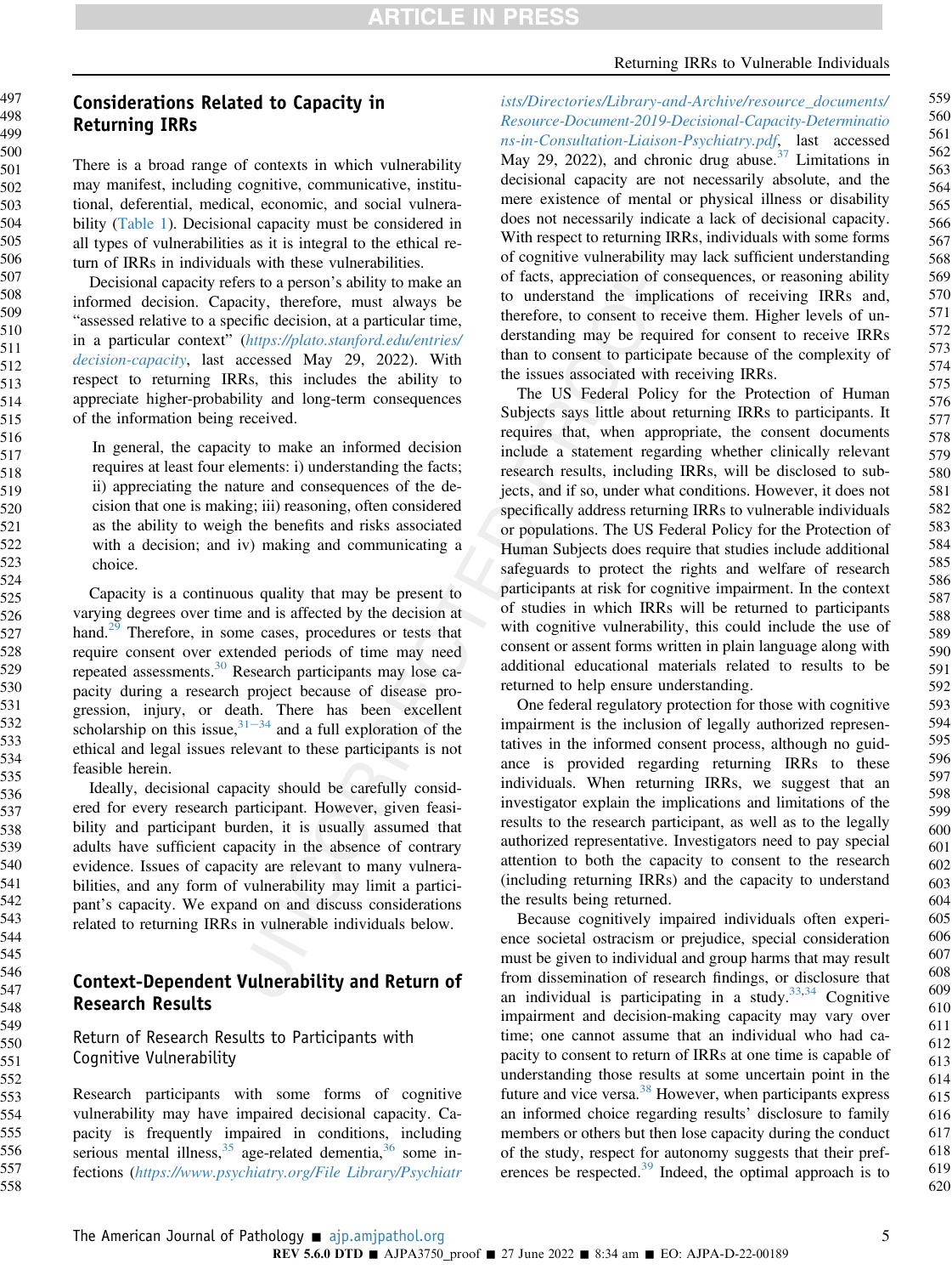## Considerations Related to Capacity in Returning IRRs

There is a broad range of contexts in which vulnerability may manifest, including cognitive, communicative, institutional, deferential, medical, economic, and social vulnerability (Table 1). Decisional capacity must be considered in all types of vulnerabilities as it is integral to the ethical return of IRRs in individuals with these vulnerabilities.

Decisional capacity refers to a person's ability to make an informed decision. Capacity, therefore, must always be "assessed relative to a specific decision, at a particular time, in a particular context" (*https://plato.stanford.edu/entries/decision-capacity*, last accessed May 29, 2022). With respect to returning IRRs, this includes the ability to appreciate higher-probability and long-term consequences of the information being received.

> In general, the capacity to make an informed decision requires at least four elements: i) understanding the facts; ii) appreciating the nature and consequences of the decision that one is making; iii) reasoning, often considered as the ability to weigh the benefits and risks associated with a decision; and iv) making and communicating a choice.

Capacity is a continuous quality that may be present to varying degrees over time and is affected by the decision at hand.[29] Therefore, in some cases, procedures or tests that require consent over extended periods of time may need repeated assessments.[30] Research participants may lose capacity during a research project because of disease progression, injury, or death. There has been excellent scholarship on this issue,[31–34] and a full exploration of the ethical and legal issues relevant to these participants is not feasible herein.

Ideally, decisional capacity should be carefully considered for every research participant. However, given feasibility and participant burden, it is usually assumed that adults have sufficient capacity in the absence of contrary evidence. Issues of capacity are relevant to many vulnerabilities, and any form of vulnerability may limit a participant's capacity. We expand on and discuss considerations related to returning IRRs in vulnerable individuals below.

## Context-Dependent Vulnerability and Return of Research Results

### Return of Research Results to Participants with Cognitive Vulnerability

Research participants with some forms of cognitive vulnerability may have impaired decisional capacity. Capacity is frequently impaired in conditions, including serious mental illness,[35] age-related dementia,[36] some infections (*https://www.psychiatry.org/File Library/Psychiatrists/Directories/Library-and-Archive/resource_documents/Resource-Document-2019-Decisional-Capacity-Determinations-in-Consultation-Liaison-Psychiatry.pdf*, last accessed May 29, 2022), and chronic drug abuse.[37] Limitations in decisional capacity are not necessarily absolute, and the mere existence of mental or physical illness or disability does not necessarily indicate a lack of decisional capacity. With respect to returning IRRs, individuals with some forms of cognitive vulnerability may lack sufficient understanding of facts, appreciation of consequences, or reasoning ability to understand the implications of receiving IRRs and, therefore, to consent to receive them. Higher levels of understanding may be required for consent to receive IRRs than to consent to participate because of the complexity of the issues associated with receiving IRRs.

The US Federal Policy for the Protection of Human Subjects says little about returning IRRs to participants. It requires that, when appropriate, the consent documents include a statement regarding whether clinically relevant research results, including IRRs, will be disclosed to subjects, and if so, under what conditions. However, it does not specifically address returning IRRs to vulnerable individuals or populations. The US Federal Policy for the Protection of Human Subjects does require that studies include additional safeguards to protect the rights and welfare of research participants at risk for cognitive impairment. In the context of studies in which IRRs will be returned to participants with cognitive vulnerability, this could include the use of consent or assent forms written in plain language along with additional educational materials related to results to be returned to help ensure understanding.

One federal regulatory protection for those with cognitive impairment is the inclusion of legally authorized representatives in the informed consent process, although no guidance is provided regarding returning IRRs to these individuals. When returning IRRs, we suggest that an investigator explain the implications and limitations of the results to the research participant, as well as to the legally authorized representative. Investigators need to pay special attention to both the capacity to consent to the research (including returning IRRs) and the capacity to understand the results being returned.

Because cognitively impaired individuals often experience societal ostracism or prejudice, special consideration must be given to individual and group harms that may result from dissemination of research findings, or disclosure that an individual is participating in a study.[33,34] Cognitive impairment and decision-making capacity may vary over time; one cannot assume that an individual who had capacity to consent to return of IRRs at one time is capable of understanding those results at some uncertain point in the future and vice versa.[38] However, when participants express an informed choice regarding results' disclosure to family members or others but then lose capacity during the conduct of the study, respect for autonomy suggests that their preferences be respected.[39] Indeed, the optimal approach is to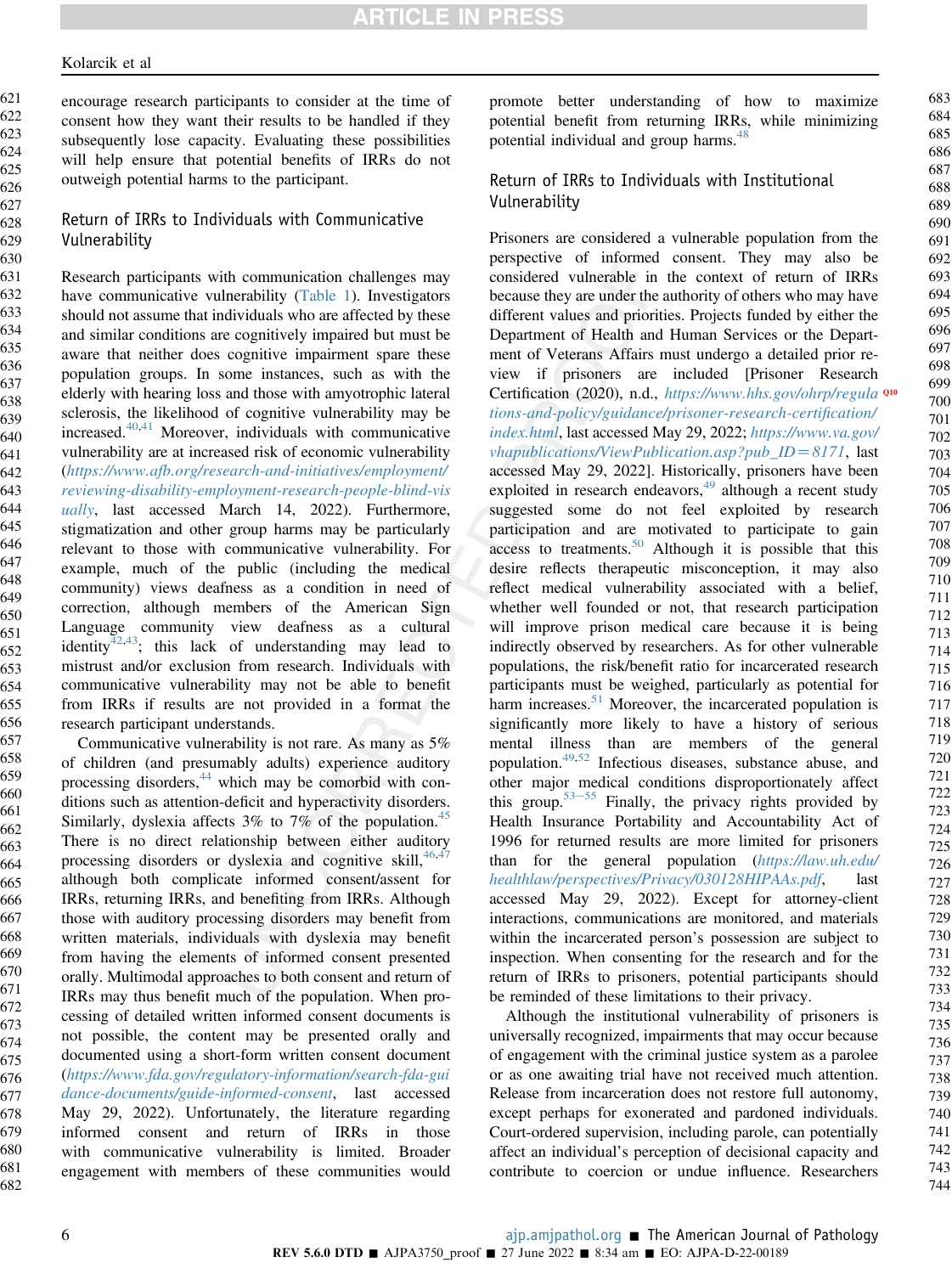encourage research participants to consider at the time of consent how they want their results to be handled if they subsequently lose capacity. Evaluating these possibilities will help ensure that potential benefits of IRRs do not outweigh potential harms to the participant.

## Return of IRRs to Individuals with Communicative Vulnerability

Research participants with communication challenges may have communicative vulnerability (Table 1). Investigators should not assume that individuals who are affected by these and similar conditions are cognitively impaired but must be aware that neither does cognitive impairment spare these population groups. In some instances, such as with the elderly with hearing loss and those with amyotrophic lateral sclerosis, the likelihood of cognitive vulnerability may be increased.[40,41] Moreover, individuals with communicative vulnerability are at increased risk of economic vulnerability (*https://www.afb.org/research-and-initiatives/employment/reviewing-disability-employment-research-people-blind-visually*, last accessed March 14, 2022). Furthermore, stigmatization and other group harms may be particularly relevant to those with communicative vulnerability. For example, much of the public (including the medical community) views deafness as a condition in need of correction, although members of the American Sign Language community view deafness as a cultural identity[42,43]; this lack of understanding may lead to mistrust and/or exclusion from research. Individuals with communicative vulnerability may not be able to benefit from IRRs if results are not provided in a format the research participant understands.

Communicative vulnerability is not rare. As many as 5% of children (and presumably adults) experience auditory processing disorders,[44] which may be comorbid with conditions such as attention-deficit and hyperactivity disorders. Similarly, dyslexia affects 3% to 7% of the population.[45] There is no direct relationship between either auditory processing disorders or dyslexia and cognitive skill,[46,47] although both complicate informed consent/assent for IRRs, returning IRRs, and benefiting from IRRs. Although those with auditory processing disorders may benefit from written materials, individuals with dyslexia may benefit from having the elements of informed consent presented orally. Multimodal approaches to both consent and return of IRRs may thus benefit much of the population. When processing of detailed written informed consent documents is not possible, the content may be presented orally and documented using a short-form written consent document (*https://www.fda.gov/regulatory-information/search-fda-guidance-documents/guide-informed-consent*, last accessed May 29, 2022). Unfortunately, the literature regarding informed consent and return of IRRs in those with communicative vulnerability is limited. Broader engagement with members of these communities would promote better understanding of how to maximize potential benefit from returning IRRs, while minimizing potential individual and group harms.[48]

## Return of IRRs to Individuals with Institutional Vulnerability

Prisoners are considered a vulnerable population from the perspective of informed consent. They may also be considered vulnerable in the context of return of IRRs because they are under the authority of others who may have different values and priorities. Projects funded by either the Department of Health and Human Services or the Department of Veterans Affairs must undergo a detailed prior review if prisoners are included [Prisoner Research Certification (2020), n.d., *https://www.hhs.gov/ohrp/regulations-and-policy/guidance/prisoner-research-certification/index.html*, last accessed May 29, 2022; *https://www.va.gov/vhapublications/ViewPublication.asp?pub_ID=8171*, last accessed May 29, 2022]. Historically, prisoners have been exploited in research endeavors,[49] although a recent study suggested some do not feel exploited by research participation and are motivated to participate to gain access to treatments.[50] Although it is possible that this desire reflects therapeutic misconception, it may also reflect medical vulnerability associated with a belief, whether well founded or not, that research participation will improve prison medical care because it is being indirectly observed by researchers. As for other vulnerable populations, the risk/benefit ratio for incarcerated research participants must be weighed, particularly as potential for harm increases.[51] Moreover, the incarcerated population is significantly more likely to have a history of serious mental illness than are members of the general population.[49,52] Infectious diseases, substance abuse, and other major medical conditions disproportionately affect this group.[53–55] Finally, the privacy rights provided by Health Insurance Portability and Accountability Act of 1996 for returned results are more limited for prisoners than for the general population (*https://law.uh.edu/healthlaw/perspectives/Privacy/030128HIPAAs.pdf*, last accessed May 29, 2022). Except for attorney-client interactions, communications are monitored, and materials within the incarcerated person's possession are subject to inspection. When consenting for the research and for the return of IRRs to prisoners, potential participants should be reminded of these limitations to their privacy.

Although the institutional vulnerability of prisoners is universally recognized, impairments that may occur because of engagement with the criminal justice system as a parolee or as one awaiting trial have not received much attention. Release from incarceration does not restore full autonomy, except perhaps for exonerated and pardoned individuals. Court-ordered supervision, including parole, can potentially affect an individual's perception of decisional capacity and contribute to coercion or undue influence. Researchers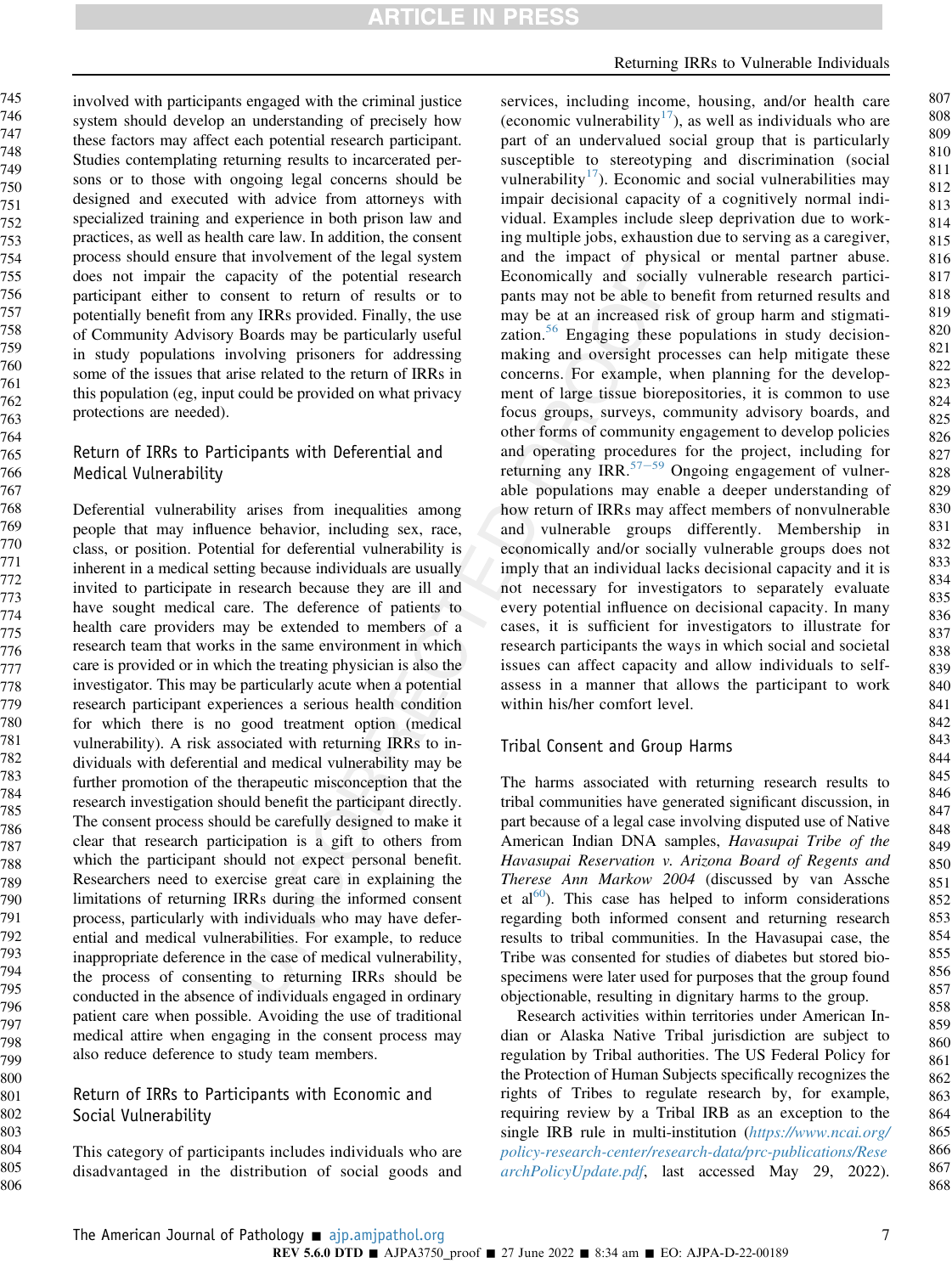involved with participants engaged with the criminal justice system should develop an understanding of precisely how these factors may affect each potential research participant. Studies contemplating returning results to incarcerated persons or to those with ongoing legal concerns should be designed and executed with advice from attorneys with specialized training and experience in both prison law and practices, as well as health care law. In addition, the consent process should ensure that involvement of the legal system does not impair the capacity of the potential research participant either to consent to return of results or to potentially benefit from any IRRs provided. Finally, the use of Community Advisory Boards may be particularly useful in study populations involving prisoners for addressing some of the issues that arise related to the return of IRRs in this population (eg, input could be provided on what privacy protections are needed).

## Return of IRRs to Participants with Deferential and Medical Vulnerability

Deferential vulnerability arises from inequalities among people that may influence behavior, including sex, race, class, or position. Potential for deferential vulnerability is inherent in a medical setting because individuals are usually invited to participate in research because they are ill and have sought medical care. The deference of patients to health care providers may be extended to members of a research team that works in the same environment in which care is provided or in which the treating physician is also the investigator. This may be particularly acute when a potential research participant experiences a serious health condition for which there is no good treatment option (medical vulnerability). A risk associated with returning IRRs to individuals with deferential and medical vulnerability may be further promotion of the therapeutic misconception that the research investigation should benefit the participant directly. The consent process should be carefully designed to make it clear that research participation is a gift to others from which the participant should not expect personal benefit. Researchers need to exercise great care in explaining the limitations of returning IRRs during the informed consent process, particularly with individuals who may have deferential and medical vulnerabilities. For example, to reduce inappropriate deference in the case of medical vulnerability, the process of consenting to returning IRRs should be conducted in the absence of individuals engaged in ordinary patient care when possible. Avoiding the use of traditional medical attire when engaging in the consent process may also reduce deference to study team members.

## Return of IRRs to Participants with Economic and Social Vulnerability

This category of participants includes individuals who are disadvantaged in the distribution of social goods and services, including income, housing, and/or health care (economic vulnerability[17]), as well as individuals who are part of an undervalued social group that is particularly susceptible to stereotyping and discrimination (social vulnerability[17]). Economic and social vulnerabilities may impair decisional capacity of a cognitively normal individual. Examples include sleep deprivation due to working multiple jobs, exhaustion due to serving as a caregiver, and the impact of physical or mental partner abuse. Economically and socially vulnerable research participants may not be able to benefit from returned results and may be at an increased risk of group harm and stigmatization.[56] Engaging these populations in study decision-making and oversight processes can help mitigate these concerns. For example, when planning for the development of large tissue biorepositories, it is common to use focus groups, surveys, community advisory boards, and other forms of community engagement to develop policies and operating procedures for the project, including for returning any IRR.[57–59] Ongoing engagement of vulnerable populations may enable a deeper understanding of how return of IRRs may affect members of nonvulnerable and vulnerable groups differently. Membership in economically and/or socially vulnerable groups does not imply that an individual lacks decisional capacity and it is not necessary for investigators to separately evaluate every potential influence on decisional capacity. In many cases, it is sufficient for investigators to illustrate for research participants the ways in which social and societal issues can affect capacity and allow individuals to self-assess in a manner that allows the participant to work within his/her comfort level.

## Tribal Consent and Group Harms

The harms associated with returning research results to tribal communities have generated significant discussion, in part because of a legal case involving disputed use of Native American Indian DNA samples, *Havasupai Tribe of the Havasupai Reservation v. Arizona Board of Regents and Therese Ann Markow 2004* (discussed by van Assche et al[60]). This case has helped to inform considerations regarding both informed consent and returning research results to tribal communities. In the Havasupai case, the Tribe was consented for studies of diabetes but stored biospecimens were later used for purposes that the group found objectionable, resulting in dignitary harms to the group.

Research activities within territories under American Indian or Alaska Native Tribal jurisdiction are subject to regulation by Tribal authorities. The US Federal Policy for the Protection of Human Subjects specifically recognizes the rights of Tribes to regulate research by, for example, requiring review by a Tribal IRB as an exception to the single IRB rule in multi-institution (*https://www.ncai.org/policy-research-center/research-data/prc-publications/ResearchPolicyUpdate.pdf*, last accessed May 29, 2022).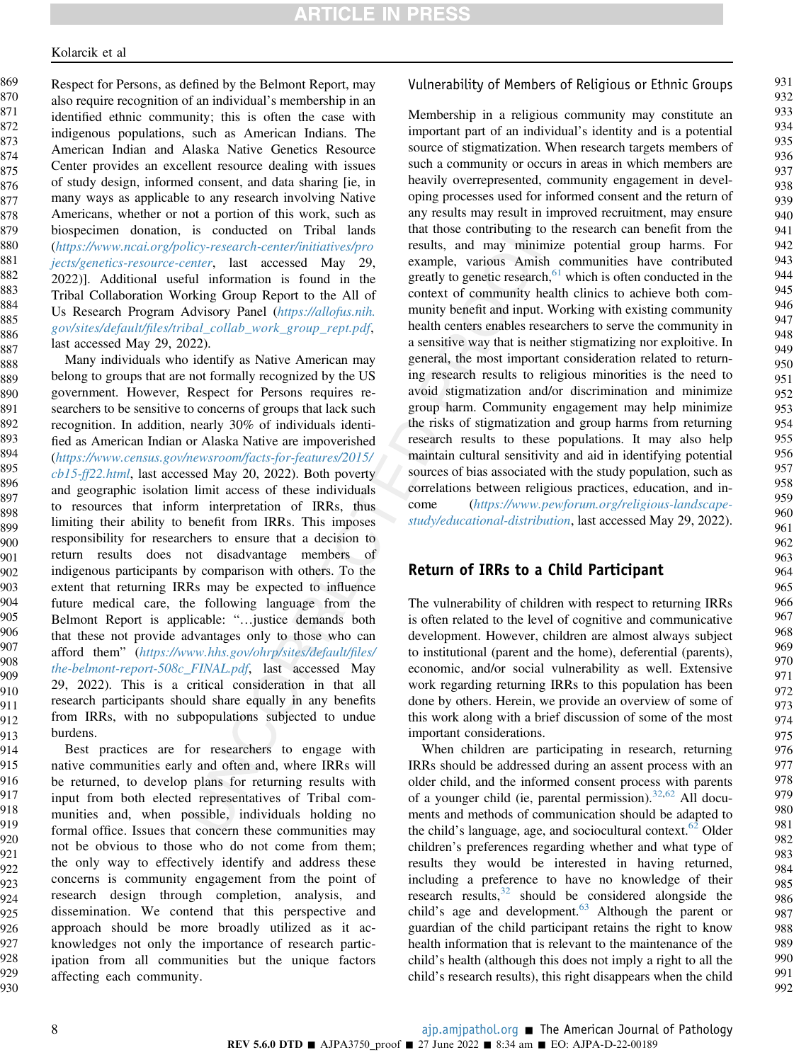Respect for Persons, as defined by the Belmont Report, may also require recognition of an individual's membership in an identified ethnic community; this is often the case with indigenous populations, such as American Indians. The American Indian and Alaska Native Genetics Resource Center provides an excellent resource dealing with issues of study design, informed consent, and data sharing [ie, in many ways as applicable to any research involving Native Americans, whether or not a portion of this work, such as biospecimen donation, is conducted on Tribal lands (*https://www.ncai.org/policy-research-center/initiatives/projects/genetics-resource-center*, last accessed May 29, 2022)]. Additional useful information is found in the Tribal Collaboration Working Group Report to the All of Us Research Program Advisory Panel (*https://allofus.nih.gov/sites/default/files/tribal_collab_work_group_rept.pdf*, last accessed May 29, 2022).

Many individuals who identify as Native American may belong to groups that are not formally recognized by the US government. However, Respect for Persons requires researchers to be sensitive to concerns of groups that lack such recognition. In addition, nearly 30% of individuals identified as American Indian or Alaska Native are impoverished (*https://www.census.gov/newsroom/facts-for-features/2015/cb15-ff22.html*, last accessed May 20, 2022). Both poverty and geographic isolation limit access of these individuals to resources that inform interpretation of IRRs, thus limiting their ability to benefit from IRRs. This imposes responsibility for researchers to ensure that a decision to return results does not disadvantage members of indigenous participants by comparison with others. To the extent that returning IRRs may be expected to influence future medical care, the following language from the Belmont Report is applicable: "…justice demands both that these not provide advantages only to those who can afford them" (*https://www.hhs.gov/ohrp/sites/default/files/the-belmont-report-508c_FINAL.pdf*, last accessed May 29, 2022). This is a critical consideration in that all research participants should share equally in any benefits from IRRs, with no subpopulations subjected to undue burdens.

Best practices are for researchers to engage with native communities early and often and, where IRRs will be returned, to develop plans for returning results with input from both elected representatives of Tribal communities and, when possible, individuals holding no formal office. Issues that concern these communities may not be obvious to those who do not come from them; the only way to effectively identify and address these concerns is community engagement from the point of research design through completion, analysis, and dissemination. We contend that this perspective and approach should be more broadly utilized as it acknowledges not only the importance of research participation from all communities but the unique factors affecting each community.

### Vulnerability of Members of Religious or Ethnic Groups

Membership in a religious community may constitute an important part of an individual's identity and is a potential source of stigmatization. When research targets members of such a community or occurs in areas in which members are heavily overrepresented, community engagement in developing processes used for informed consent and the return of any results may result in improved recruitment, may ensure that those contributing to the research can benefit from the results, and may minimize potential group harms. For example, various Amish communities have contributed greatly to genetic research,[61] which is often conducted in the context of community health clinics to achieve both community benefit and input. Working with existing community health centers enables researchers to serve the community in a sensitive way that is neither stigmatizing nor exploitive. In general, the most important consideration related to returning research results to religious minorities is the need to avoid stigmatization and/or discrimination and minimize group harm. Community engagement may help minimize the risks of stigmatization and group harms from returning research results to these populations. It may also help maintain cultural sensitivity and aid in identifying potential sources of bias associated with the study population, such as correlations between religious practices, education, and income (*https://www.pewforum.org/religious-landscape-study/educational-distribution*, last accessed May 29, 2022).

## Return of IRRs to a Child Participant

The vulnerability of children with respect to returning IRRs is often related to the level of cognitive and communicative development. However, children are almost always subject to institutional (parent and the home), deferential (parents), economic, and/or social vulnerability as well. Extensive work regarding returning IRRs to this population has been done by others. Herein, we provide an overview of some of this work along with a brief discussion of some of the most important considerations.

When children are participating in research, returning IRRs should be addressed during an assent process with an older child, and the informed consent process with parents of a younger child (ie, parental permission).[32,62] All documents and methods of communication should be adapted to the child's language, age, and sociocultural context.[62] Older children's preferences regarding whether and what type of results they would be interested in having returned, including a preference to have no knowledge of their research results,[32] should be considered alongside the child's age and development.[63] Although the parent or guardian of the child participant retains the right to know health information that is relevant to the maintenance of the child's health (although this does not imply a right to all the child's research results), this right disappears when the child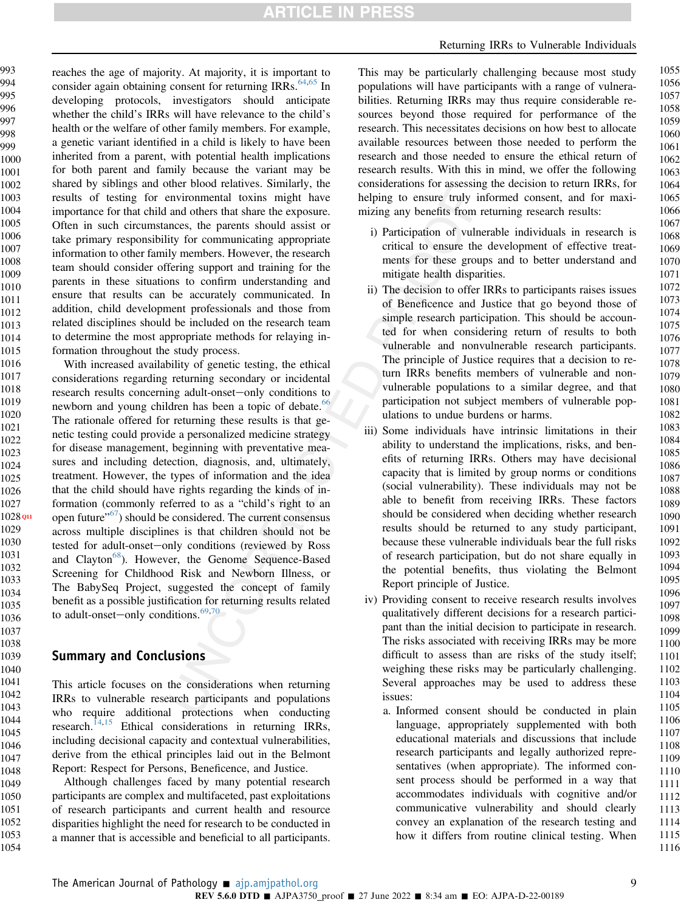reaches the age of majority. At majority, it is important to consider again obtaining consent for returning IRRs.[64,65] In developing protocols, investigators should anticipate whether the child's IRRs will have relevance to the child's health or the welfare of other family members. For example, a genetic variant identified in a child is likely to have been inherited from a parent, with potential health implications for both parent and family because the variant may be shared by siblings and other blood relatives. Similarly, the results of testing for environmental toxins might have importance for that child and others that share the exposure. Often in such circumstances, the parents should assist or take primary responsibility for communicating appropriate information to other family members. However, the research team should consider offering support and training for the parents in these situations to confirm understanding and ensure that results can be accurately communicated. In addition, child development professionals and those from related disciplines should be included on the research team to determine the most appropriate methods for relaying information throughout the study process.

With increased availability of genetic testing, the ethical considerations regarding returning secondary or incidental research results concerning adult-onset–only conditions to newborn and young children has been a topic of debate.[66] The rationale offered for returning these results is that genetic testing could provide a personalized medicine strategy for disease management, beginning with preventative measures and including detection, diagnosis, and, ultimately, treatment. However, the types of information and the idea that the child should have rights regarding the kinds of information (commonly referred to as a "child's right to an open future"[67]) should be considered. The current consensus across multiple disciplines is that children should not be tested for adult-onset–only conditions (reviewed by Ross and Clayton[68]). However, the Genome Sequence-Based Screening for Childhood Risk and Newborn Illness, or The BabySeq Project, suggested the concept of family benefit as a possible justification for returning results related to adult-onset–only conditions.[69,70]

## Summary and Conclusions

This article focuses on the considerations when returning IRRs to vulnerable research participants and populations who require additional protections when conducting research.[14,15] Ethical considerations in returning IRRs, including decisional capacity and contextual vulnerabilities, derive from the ethical principles laid out in the Belmont Report: Respect for Persons, Beneficence, and Justice.

Although challenges faced by many potential research participants are complex and multifaceted, past exploitations of research participants and current health and resource disparities highlight the need for research to be conducted in a manner that is accessible and beneficial to all participants. This may be particularly challenging because most study populations will have participants with a range of vulnerabilities. Returning IRRs may thus require considerable resources beyond those required for performance of the research. This necessitates decisions on how best to allocate available resources between those needed to perform the research and those needed to ensure the ethical return of research results. With this in mind, we offer the following considerations for assessing the decision to return IRRs, for helping to ensure truly informed consent, and for maximizing any benefits from returning research results:

i) Participation of vulnerable individuals in research is critical to ensure the development of effective treatments for these groups and to better understand and mitigate health disparities.
ii) The decision to offer IRRs to participants raises issues of Beneficence and Justice that go beyond those of simple research participation. This should be accounted for when considering return of results to both vulnerable and nonvulnerable research participants. The principle of Justice requires that a decision to return IRRs benefits members of vulnerable and nonvulnerable populations to a similar degree, and that participation not subject members of vulnerable populations to undue burdens or harms.
iii) Some individuals have intrinsic limitations in their ability to understand the implications, risks, and benefits of returning IRRs. Others may have decisional capacity that is limited by group norms or conditions (social vulnerability). These individuals may not be able to benefit from receiving IRRs. These factors should be considered when deciding whether research results should be returned to any study participant, because these vulnerable individuals bear the full risks of research participation, but do not share equally in the potential benefits, thus violating the Belmont Report principle of Justice.
iv) Providing consent to receive research results involves qualitatively different decisions for a research participant than the initial decision to participate in research. The risks associated with receiving IRRs may be more difficult to assess than are risks of the study itself; weighing these risks may be particularly challenging. Several approaches may be used to address these issues:
    a. Informed consent should be conducted in plain language, appropriately supplemented with both educational materials and discussions that include research participants and legally authorized representatives (when appropriate). The informed consent process should be performed in a way that accommodates individuals with cognitive and/or communicative vulnerability and should clearly convey an explanation of the research testing and how it differs from routine clinical testing. When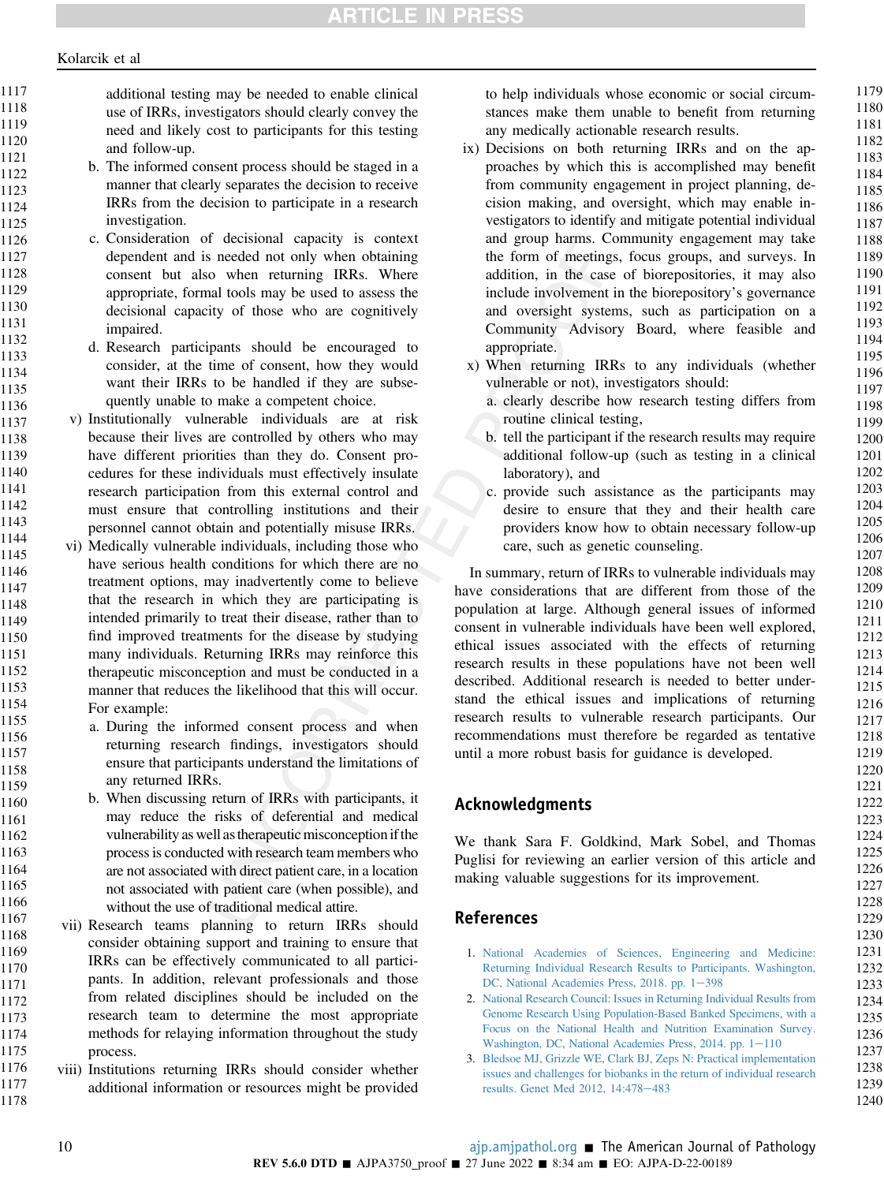additional testing may be needed to enable clinical use of IRRs, investigators should clearly convey the need and likely cost to participants for this testing and follow-up.

   b. The informed consent process should be staged in a manner that clearly separates the decision to receive IRRs from the decision to participate in a research investigation.

   c. Consideration of decisional capacity is context dependent and is needed not only when obtaining consent but also when returning IRRs. Where appropriate, formal tools may be used to assess the decisional capacity of those who are cognitively impaired.

   d. Research participants should be encouraged to consider, at the time of consent, how they would want their IRRs to be handled if they are subsequently unable to make a competent choice.

v) Institutionally vulnerable individuals are at risk because their lives are controlled by others who may have different priorities than they do. Consent procedures for these individuals must effectively insulate research participation from this external control and must ensure that controlling institutions and their personnel cannot obtain and potentially misuse IRRs.

vi) Medically vulnerable individuals, including those who have serious health conditions for which there are no treatment options, may inadvertently come to believe that the research in which they are participating is intended primarily to treat their disease, rather than to find improved treatments for the disease by studying many individuals. Returning IRRs may reinforce this therapeutic misconception and must be conducted in a manner that reduces the likelihood that this will occur. For example:

   a. During the informed consent process and when returning research findings, investigators should ensure that participants understand the limitations of any returned IRRs.

   b. When discussing return of IRRs with participants, it may reduce the risks of deferential and medical vulnerability as well as therapeutic misconception if the process is conducted with research team members who are not associated with direct patient care, in a location not associated with patient care (when possible), and without the use of traditional medical attire.

vii) Research teams planning to return IRRs should consider obtaining support and training to ensure that IRRs can be effectively communicated to all participants. In addition, relevant professionals and those from related disciplines should be included on the research team to determine the most appropriate methods for relaying information throughout the study process.

viii) Institutions returning IRRs should consider whether additional information or resources might be provided to help individuals whose economic or social circumstances make them unable to benefit from returning any medically actionable research results.

ix) Decisions on both returning IRRs and on the approaches by which this is accomplished may benefit from community engagement in project planning, decision making, and oversight, which may enable investigators to identify and mitigate potential individual and group harms. Community engagement may take the form of meetings, focus groups, and surveys. In addition, in the case of biorepositories, it may also include involvement in the biorepository's governance and oversight systems, such as participation on a Community Advisory Board, where feasible and appropriate.

x) When returning IRRs to any individuals (whether vulnerable or not), investigators should:

   a. clearly describe how research testing differs from routine clinical testing,

   b. tell the participant if the research results may require additional follow-up (such as testing in a clinical laboratory), and

   c. provide such assistance as the participants may desire to ensure that they and their health care providers know how to obtain necessary follow-up care, such as genetic counseling.

In summary, return of IRRs to vulnerable individuals may have considerations that are different from those of the population at large. Although general issues of informed consent in vulnerable individuals have been well explored, ethical issues associated with the effects of returning research results in these populations have not been well described. Additional research is needed to better understand the ethical issues and implications of returning research results to vulnerable research participants. Our recommendations must therefore be regarded as tentative until a more robust basis for guidance is developed.

## Acknowledgments

We thank Sara F. Goldkind, Mark Sobel, and Thomas Puglisi for reviewing an earlier version of this article and making valuable suggestions for its improvement.

## References

1. National Academies of Sciences, Engineering and Medicine: Returning Individual Research Results to Participants. Washington, DC, National Academies Press, 2018. pp. 1–398
2. National Research Council: Issues in Returning Individual Results from Genome Research Using Population-Based Banked Specimens, with a Focus on the National Health and Nutrition Examination Survey. Washington, DC, National Academies Press, 2014. pp. 1–110
3. Bledsoe MJ, Grizzle WE, Clark BJ, Zeps N: Practical implementation issues and challenges for biobanks in the return of individual research results. Genet Med 2012, 14:478–483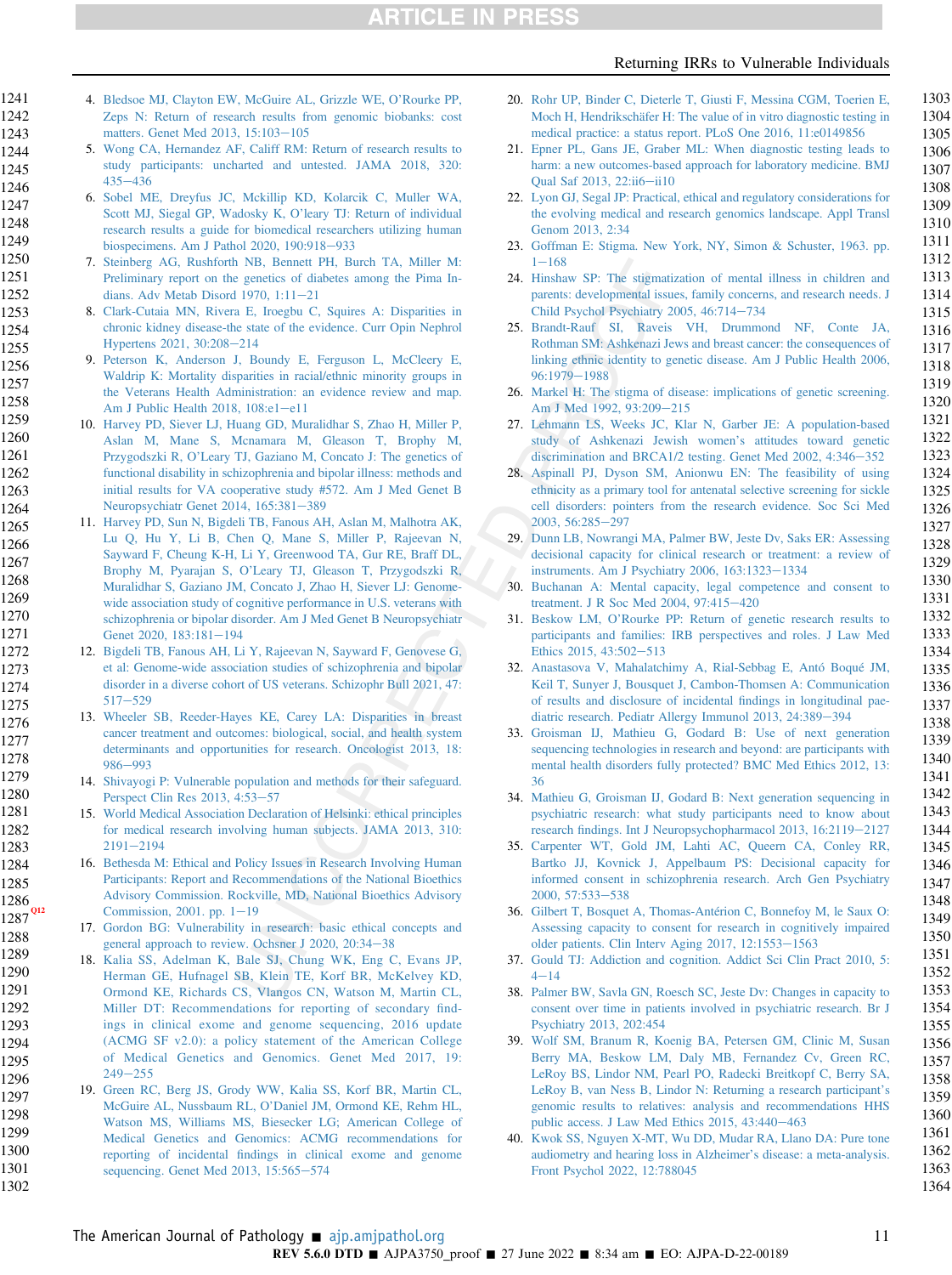4. Bledsoe MJ, Clayton EW, McGuire AL, Grizzle WE, O'Rourke PP, Zeps N: Return of research results from genomic biobanks: cost matters. Genet Med 2013, 15:103–105
5. Wong CA, Hernandez AF, Califf RM: Return of research results to study participants: uncharted and untested. JAMA 2018, 320: 435–436
6. Sobel ME, Dreyfus JC, Mckillip KD, Kolarcik C, Muller WA, Scott MJ, Siegal GP, Wadosky K, O'leary TJ: Return of individual research results a guide for biomedical researchers utilizing human biospecimens. Am J Pathol 2020, 190:918–933
7. Steinberg AG, Rushforth NB, Bennett PH, Burch TA, Miller M: Preliminary report on the genetics of diabetes among the Pima Indians. Adv Metab Disord 1970, 1:11–21
8. Clark-Cutaia MN, Rivera E, Iroegbu C, Squires A: Disparities in chronic kidney disease-the state of the evidence. Curr Opin Nephrol Hypertens 2021, 30:208–214
9. Peterson K, Anderson J, Boundy E, Ferguson L, McCleery E, Waldrip K: Mortality disparities in racial/ethnic minority groups in the Veterans Health Administration: an evidence review and map. Am J Public Health 2018, 108:e1–e11
10. Harvey PD, Siever LJ, Huang GD, Muralidhar S, Zhao H, Miller P, Aslan M, Mane S, Mcnamara M, Gleason T, Brophy M, Przygodzki R, O'Leary TJ, Gaziano M, Concato J: The genetics of functional disability in schizophrenia and bipolar illness: methods and initial results for VA cooperative study #572. Am J Med Genet B Neuropsychiatr Genet 2014, 165:381–389
11. Harvey PD, Sun N, Bigdeli TB, Fanous AH, Aslan M, Malhotra AK, Lu Q, Hu Y, Li B, Chen Q, Mane S, Miller P, Rajeevan N, Sayward F, Cheung K-H, Li Y, Greenwood TA, Gur RE, Braff DL, Brophy M, Pyarajan S, O'Leary TJ, Gleason T, Przygodzki R, Muralidhar S, Gaziano JM, Concato J, Zhao H, Siever LJ: Genome-wide association study of cognitive performance in U.S. veterans with schizophrenia or bipolar disorder. Am J Med Genet B Neuropsychiatr Genet 2020, 183:181–194
12. Bigdeli TB, Fanous AH, Li Y, Rajeevan N, Sayward F, Genovese G, et al: Genome-wide association studies of schizophrenia and bipolar disorder in a diverse cohort of US veterans. Schizophr Bull 2021, 47: 517–529
13. Wheeler SB, Reeder-Hayes KE, Carey LA: Disparities in breast cancer treatment and outcomes: biological, social, and health system determinants and opportunities for research. Oncologist 2013, 18: 986–993
14. Shivayogi P: Vulnerable population and methods for their safeguard. Perspect Clin Res 2013, 4:53–57
15. World Medical Association Declaration of Helsinki: ethical principles for medical research involving human subjects. JAMA 2013, 310: 2191–2194
16. Bethesda M: Ethical and Policy Issues in Research Involving Human Participants: Report and Recommendations of the National Bioethics Advisory Commission. Rockville, MD, National Bioethics Advisory Commission, 2001. pp. 1–19
17. Gordon BG: Vulnerability in research: basic ethical concepts and general approach to review. Ochsner J 2020, 20:34–38
18. Kalia SS, Adelman K, Bale SJ, Chung WK, Eng C, Evans JP, Herman GE, Hufnagel SB, Klein TE, Korf BR, McKelvey KD, Ormond KE, Richards CS, Vlangos CN, Watson M, Martin CL, Miller DT: Recommendations for reporting of secondary findings in clinical exome and genome sequencing, 2016 update (ACMG SF v2.0): a policy statement of the American College of Medical Genetics and Genomics. Genet Med 2017, 19: 249–255
19. Green RC, Berg JS, Grody WW, Kalia SS, Korf BR, Martin CL, McGuire AL, Nussbaum RL, O'Daniel JM, Ormond KE, Rehm HL, Watson MS, Williams MS, Biesecker LG; American College of Medical Genetics and Genomics: ACMG recommendations for reporting of incidental findings in clinical exome and genome sequencing. Genet Med 2013, 15:565–574
20. Rohr UP, Binder C, Dieterle T, Giusti F, Messina CGM, Toerien E, Moch H, Hendrikschäfer H: The value of in vitro diagnostic testing in medical practice: a status report. PLoS One 2016, 11:e0149856
21. Epner PL, Gans JE, Graber ML: When diagnostic testing leads to harm: a new outcomes-based approach for laboratory medicine. BMJ Qual Saf 2013, 22:ii6–ii10
22. Lyon GJ, Segal JP: Practical, ethical and regulatory considerations for the evolving medical and research genomics landscape. Appl Transl Genom 2013, 2:34
23. Goffman E: Stigma. New York, NY, Simon & Schuster, 1963. pp. 1–168
24. Hinshaw SP: The stigmatization of mental illness in children and parents: developmental issues, family concerns, and research needs. J Child Psychol Psychiatry 2005, 46:714–734
25. Brandt-Rauf SI, Raveis VH, Drummond NF, Conte JA, Rothman SM: Ashkenazi Jews and breast cancer: the consequences of linking ethnic identity to genetic disease. Am J Public Health 2006, 96:1979–1988
26. Markel H: The stigma of disease: implications of genetic screening. Am J Med 1992, 93:209–215
27. Lehmann LS, Weeks JC, Klar N, Garber JE: A population-based study of Ashkenazi Jewish women's attitudes toward genetic discrimination and BRCA1/2 testing. Genet Med 2002, 4:346–352
28. Aspinall PJ, Dyson SM, Anionwu EN: The feasibility of using ethnicity as a primary tool for antenatal selective screening for sickle cell disorders: pointers from the research evidence. Soc Sci Med 2003, 56:285–297
29. Dunn LB, Nowrangi MA, Palmer BW, Jeste Dv, Saks ER: Assessing decisional capacity for clinical research or treatment: a review of instruments. Am J Psychiatry 2006, 163:1323–1334
30. Buchanan A: Mental capacity, legal competence and consent to treatment. J R Soc Med 2004, 97:415–420
31. Beskow LM, O'Rourke PP: Return of genetic research results to participants and families: IRB perspectives and roles. J Law Med Ethics 2015, 43:502–513
32. Anastasova V, Mahalatchimy A, Rial-Sebbag E, Antó Boqué JM, Keil T, Sunyer J, Bousquet J, Cambon-Thomsen A: Communication of results and disclosure of incidental findings in longitudinal paediatric research. Pediatr Allergy Immunol 2013, 24:389–394
33. Groisman IJ, Mathieu G, Godard B: Use of next generation sequencing technologies in research and beyond: are participants with mental health disorders fully protected? BMC Med Ethics 2012, 13: 36
34. Mathieu G, Groisman IJ, Godard B: Next generation sequencing in psychiatric research: what study participants need to know about research findings. Int J Neuropsychopharmacol 2013, 16:2119–2127
35. Carpenter WT, Gold JM, Lahti AC, Queern CA, Conley RR, Bartko JJ, Kovnick J, Appelbaum PS: Decisional capacity for informed consent in schizophrenia research. Arch Gen Psychiatry 2000, 57:533–538
36. Gilbert T, Bosquet A, Thomas-Antérion C, Bonnefoy M, le Saux O: Assessing capacity to consent for research in cognitively impaired older patients. Clin Interv Aging 2017, 12:1553–1563
37. Gould TJ: Addiction and cognition. Addict Sci Clin Pract 2010, 5: 4–14
38. Palmer BW, Savla GN, Roesch SC, Jeste Dv: Changes in capacity to consent over time in patients involved in psychiatric research. Br J Psychiatry 2013, 202:454
39. Wolf SM, Branum R, Koenig BA, Petersen GM, Clinic M, Susan Berry MA, Beskow LM, Daly MB, Fernandez Cv, Green RC, LeRoy BS, Lindor NM, Pearl PO, Radecki Breitkopf C, Berry SA, LeRoy B, van Ness B, Lindor N: Returning a research participant's genomic results to relatives: analysis and recommendations HHS public access. J Law Med Ethics 2015, 43:440–463
40. Kwok SS, Nguyen X-MT, Wu DD, Mudar RA, Llano DA: Pure tone audiometry and hearing loss in Alzheimer's disease: a meta-analysis. Front Psychol 2022, 12:788045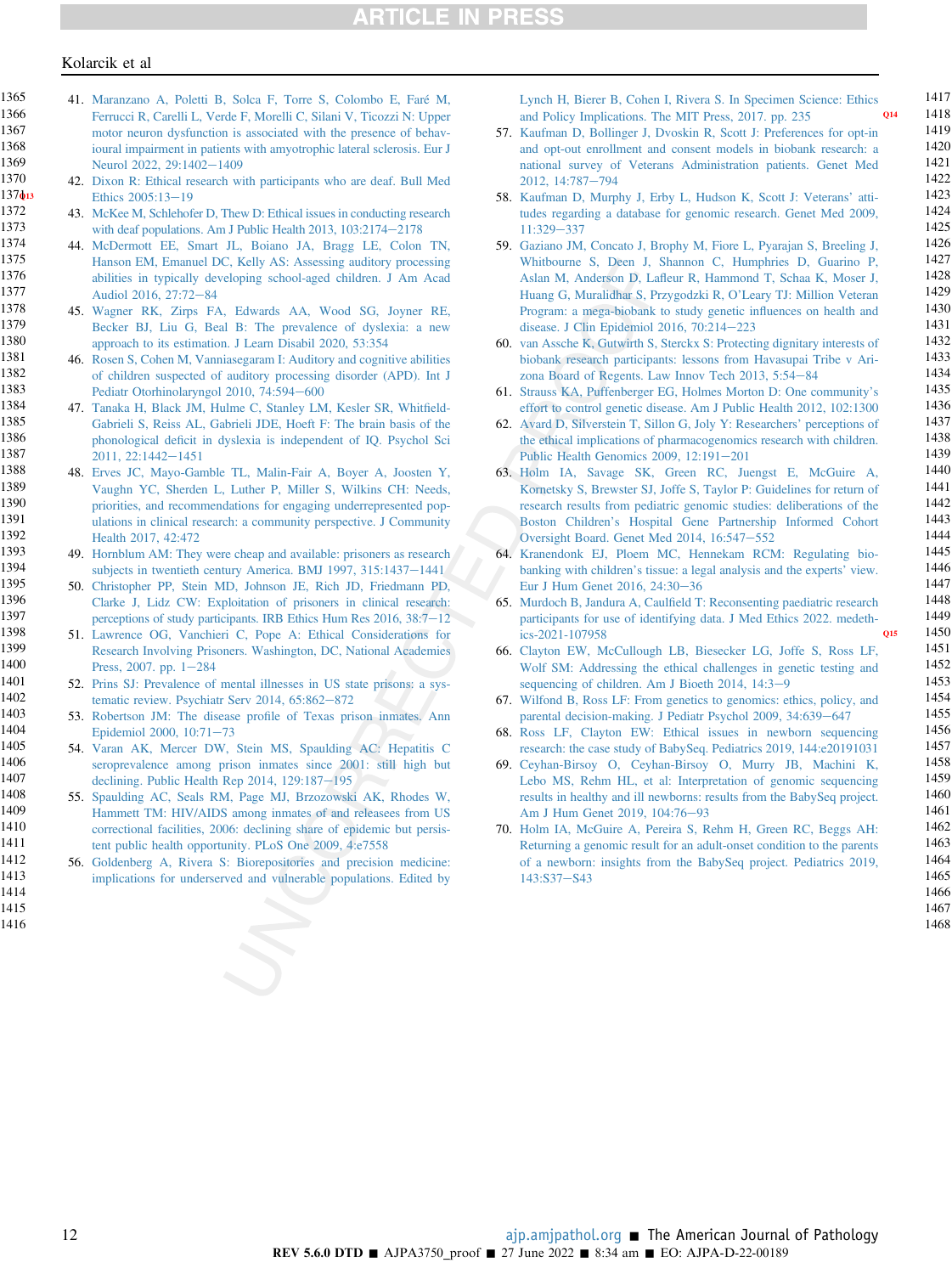41. Maranzano A, Poletti B, Solca F, Torre S, Colombo E, Faré M, Ferrucci R, Carelli L, Verde F, Morelli C, Silani V, Ticozzi N: Upper motor neuron dysfunction is associated with the presence of behavioural impairment in patients with amyotrophic lateral sclerosis. Eur J Neurol 2022, 29:1402−1409
42. Dixon R: Ethical research with participants who are deaf. Bull Med Ethics 2005:13−19
43. McKee M, Schlehofer D, Thew D: Ethical issues in conducting research with deaf populations. Am J Public Health 2013, 103:2174−2178
44. McDermott EE, Smart JL, Boiano JA, Bragg LE, Colon TN, Hanson EM, Emanuel DC, Kelly AS: Assessing auditory processing abilities in typically developing school-aged children. J Am Acad Audiol 2016, 27:72−84
45. Wagner RK, Zirps FA, Edwards AA, Wood SG, Joyner RE, Becker BJ, Liu G, Beal B: The prevalence of dyslexia: a new approach to its estimation. J Learn Disabil 2020, 53:354
46. Rosen S, Cohen M, Vanniasegaram I: Auditory and cognitive abilities of children suspected of auditory processing disorder (APD). Int J Pediatr Otorhinolaryngol 2010, 74:594−600
47. Tanaka H, Black JM, Hulme C, Stanley LM, Kesler SR, Whitfield-Gabrieli S, Reiss AL, Gabrieli JDE, Hoeft F: The brain basis of the phonological deficit in dyslexia is independent of IQ. Psychol Sci 2011, 22:1442−1451
48. Erves JC, Mayo-Gamble TL, Malin-Fair A, Boyer A, Joosten Y, Vaughn YC, Sherden L, Luther P, Miller S, Wilkins CH: Needs, priorities, and recommendations for engaging underrepresented populations in clinical research: a community perspective. J Community Health 2017, 42:472
49. Hornblum AM: They were cheap and available: prisoners as research subjects in twentieth century America. BMJ 1997, 315:1437−1441
50. Christopher PP, Stein MD, Johnson JE, Rich JD, Friedmann PD, Clarke J, Lidz CW: Exploitation of prisoners in clinical research: perceptions of study participants. IRB Ethics Hum Res 2016, 38:7−12
51. Lawrence OG, Vanchieri C, Pope A: Ethical Considerations for Research Involving Prisoners. Washington, DC, National Academies Press, 2007. pp. 1−284
52. Prins SJ: Prevalence of mental illnesses in US state prisons: a systematic review. Psychiatr Serv 2014, 65:862−872
53. Robertson JM: The disease profile of Texas prison inmates. Ann Epidemiol 2000, 10:71−73
54. Varan AK, Mercer DW, Stein MS, Spaulding AC: Hepatitis C seroprevalence among prison inmates since 2001: still high but declining. Public Health Rep 2014, 129:187−195
55. Spaulding AC, Seals RM, Page MJ, Brzozowski AK, Rhodes W, Hammett TM: HIV/AIDS among inmates of and releasees from US correctional facilities, 2006: declining share of epidemic but persistent public health opportunity. PLoS One 2009, 4:e7558
56. Goldenberg A, Rivera S: Biorepositories and precision medicine: implications for underserved and vulnerable populations. Edited by Lynch H, Bierer B, Cohen I, Rivera S. In Specimen Science: Ethics and Policy Implications. The MIT Press, 2017. pp. 235
57. Kaufman D, Bollinger J, Dvoskin R, Scott J: Preferences for opt-in and opt-out enrollment and consent models in biobank research: a national survey of Veterans Administration patients. Genet Med 2012, 14:787−794
58. Kaufman D, Murphy J, Erby L, Hudson K, Scott J: Veterans' attitudes regarding a database for genomic research. Genet Med 2009, 11:329−337
59. Gaziano JM, Concato J, Brophy M, Fiore L, Pyarajan S, Breeling J, Whitbourne S, Deen J, Shannon C, Humphries D, Guarino P, Aslan M, Anderson D, Lafleur R, Hammond T, Schaa K, Moser J, Huang G, Muralidhar S, Przygodzki R, O'Leary TJ: Million Veteran Program: a mega-biobank to study genetic influences on health and disease. J Clin Epidemiol 2016, 70:214−223
60. van Assche K, Gutwirth S, Sterckx S: Protecting dignitary interests of biobank research participants: lessons from Havasupai Tribe v Arizona Board of Regents. Law Innov Tech 2013, 5:54−84
61. Strauss KA, Puffenberger EG, Holmes Morton D: One community's effort to control genetic disease. Am J Public Health 2012, 102:1300
62. Avard D, Silverstein T, Sillon G, Joly Y: Researchers' perceptions of the ethical implications of pharmacogenomics research with children. Public Health Genomics 2009, 12:191−201
63. Holm IA, Savage SK, Green RC, Juengst E, McGuire A, Kornetsky S, Brewster SJ, Joffe S, Taylor P: Guidelines for return of research results from pediatric genomic studies: deliberations of the Boston Children's Hospital Gene Partnership Informed Cohort Oversight Board. Genet Med 2014, 16:547−552
64. Kranendonk EJ, Ploem MC, Hennekam RCM: Regulating biobanking with children's tissue: a legal analysis and the experts' view. Eur J Hum Genet 2016, 24:30−36
65. Murdoch B, Jandura A, Caulfield T: Reconsenting paediatric research participants for use of identifying data. J Med Ethics 2022. medethics-2021-107958
66. Clayton EW, McCullough LB, Biesecker LG, Joffe S, Ross LF, Wolf SM: Addressing the ethical challenges in genetic testing and sequencing of children. Am J Bioeth 2014, 14:3−9
67. Wilfond B, Ross LF: From genetics to genomics: ethics, policy, and parental decision-making. J Pediatr Psychol 2009, 34:639−647
68. Ross LF, Clayton EW: Ethical issues in newborn sequencing research: the case study of BabySeq. Pediatrics 2019, 144:e20191031
69. Ceyhan-Birsoy O, Ceyhan-Birsoy O, Murry JB, Machini K, Lebo MS, Rehm HL, et al: Interpretation of genomic sequencing results in healthy and ill newborns: results from the BabySeq project. Am J Hum Genet 2019, 104:76−93
70. Holm IA, McGuire A, Pereira S, Rehm H, Green RC, Beggs AH: Returning a genomic result for an adult-onset condition to the parents of a newborn: insights from the BabySeq project. Pediatrics 2019, 143:S37−S43